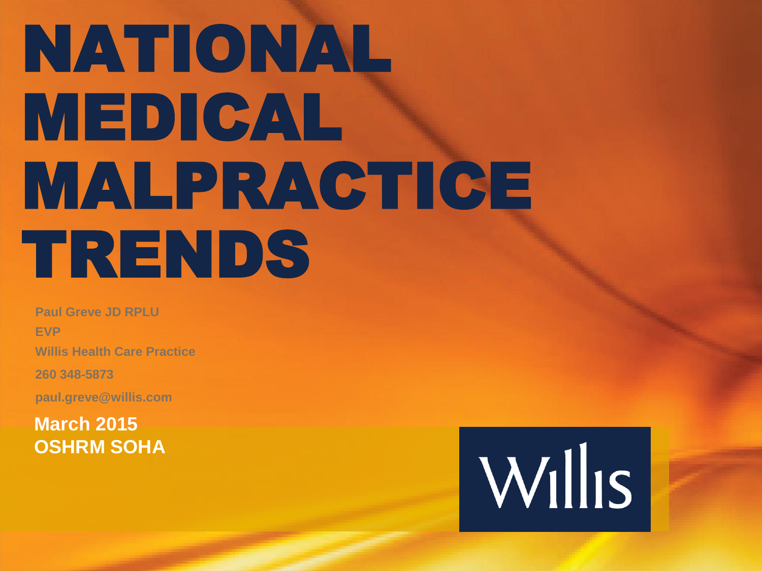# NATIONAL MEDICAL MALPRACTICE TRENDS

**Paul Greve JD RPLU**

**EVP**

**Willis Health Care Practice**

**260 348-5873**

**paul.greve@willis.com**

**March 2015**
**OSHRM SOHA**

Willis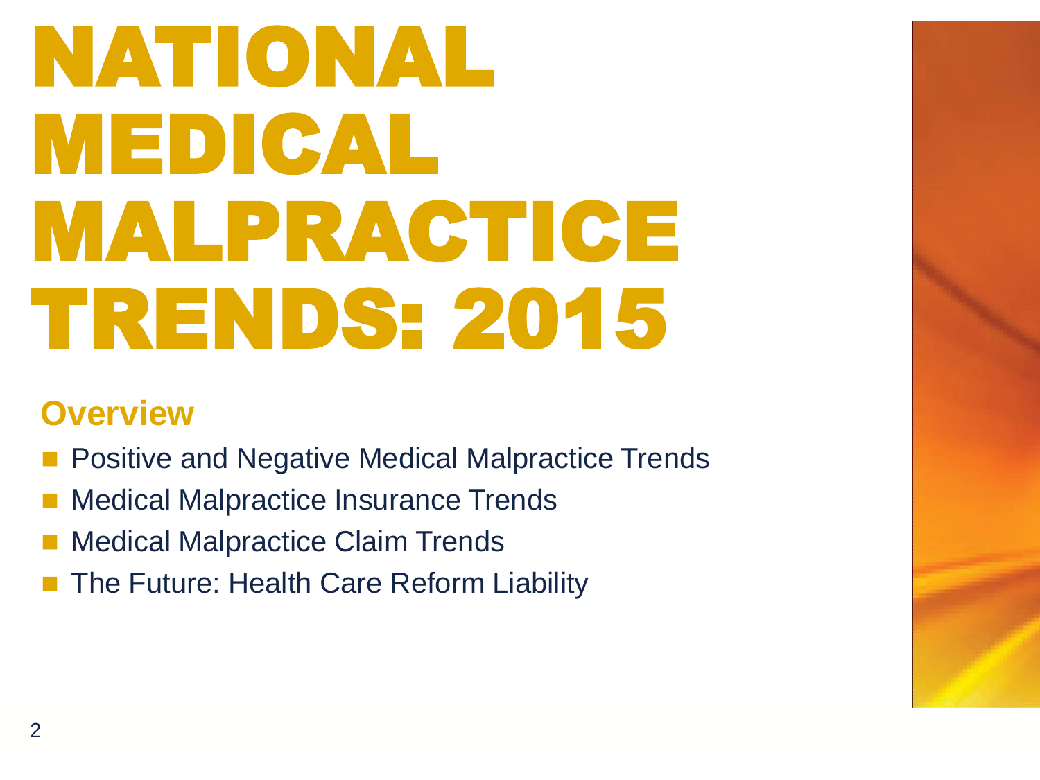# NATIONAL MEDICAL MALPRACTICE TRENDS: 2015

## Overview

- Positive and Negative Medical Malpractice Trends
- Medical Malpractice Insurance Trends
- Medical Malpractice Claim Trends
- The Future: Health Care Reform Liability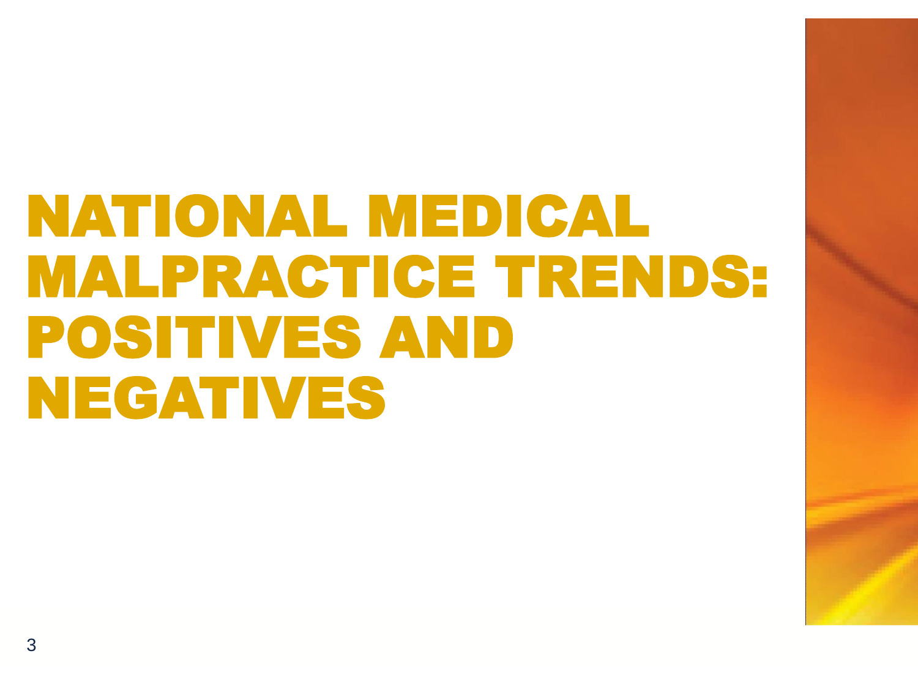# NATIONAL MEDICAL MALPRACTICE TRENDS: POSITIVES AND NEGATIVES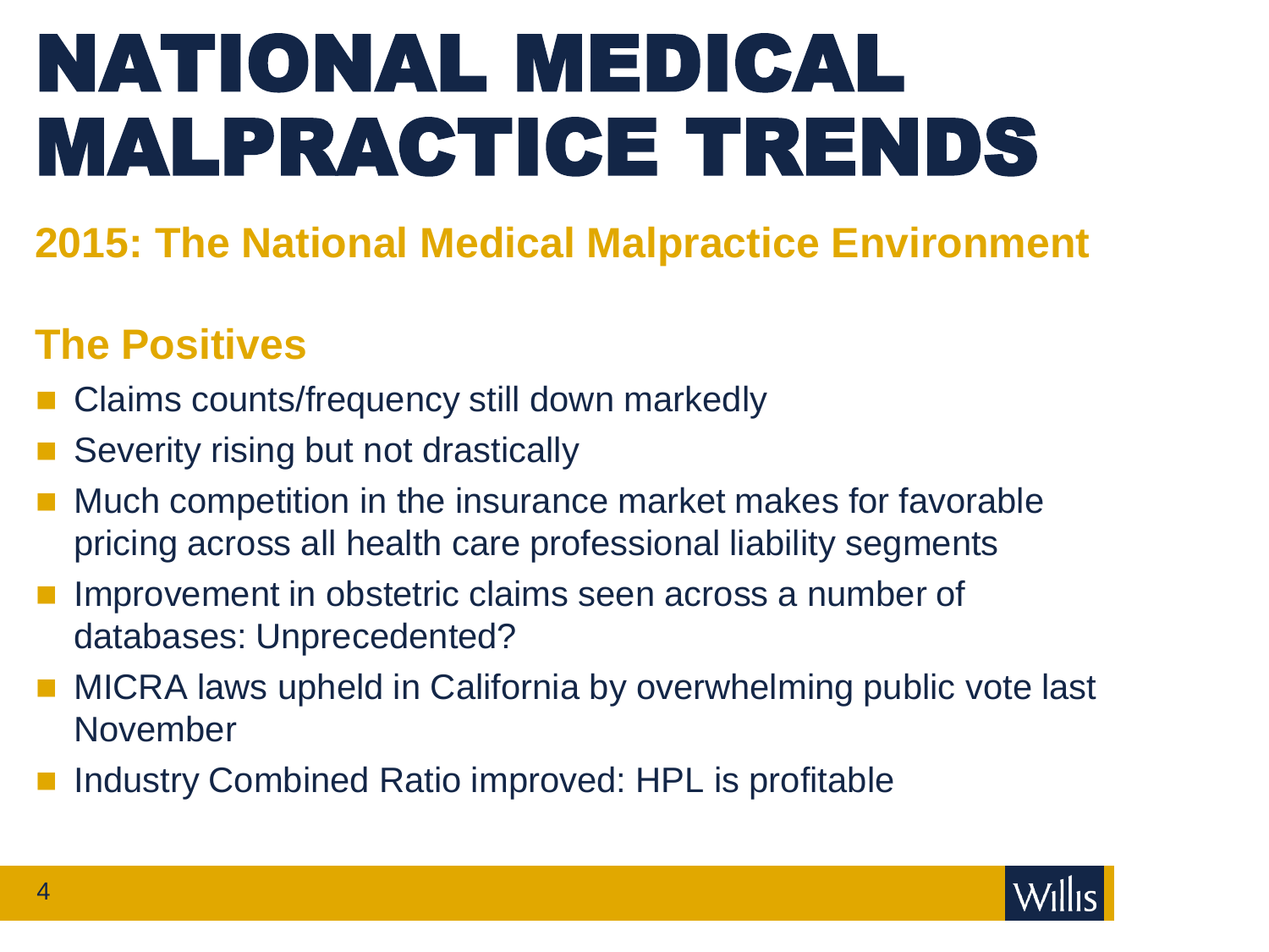# NATIONAL MEDICAL MALPRACTICE TRENDS

## 2015: The National Medical Malpractice Environment

### The Positives

- Claims counts/frequency still down markedly
- Severity rising but not drastically
- Much competition in the insurance market makes for favorable pricing across all health care professional liability segments
- Improvement in obstetric claims seen across a number of databases: Unprecedented?
- MICRA laws upheld in California by overwhelming public vote last November
- Industry Combined Ratio improved: HPL is profitable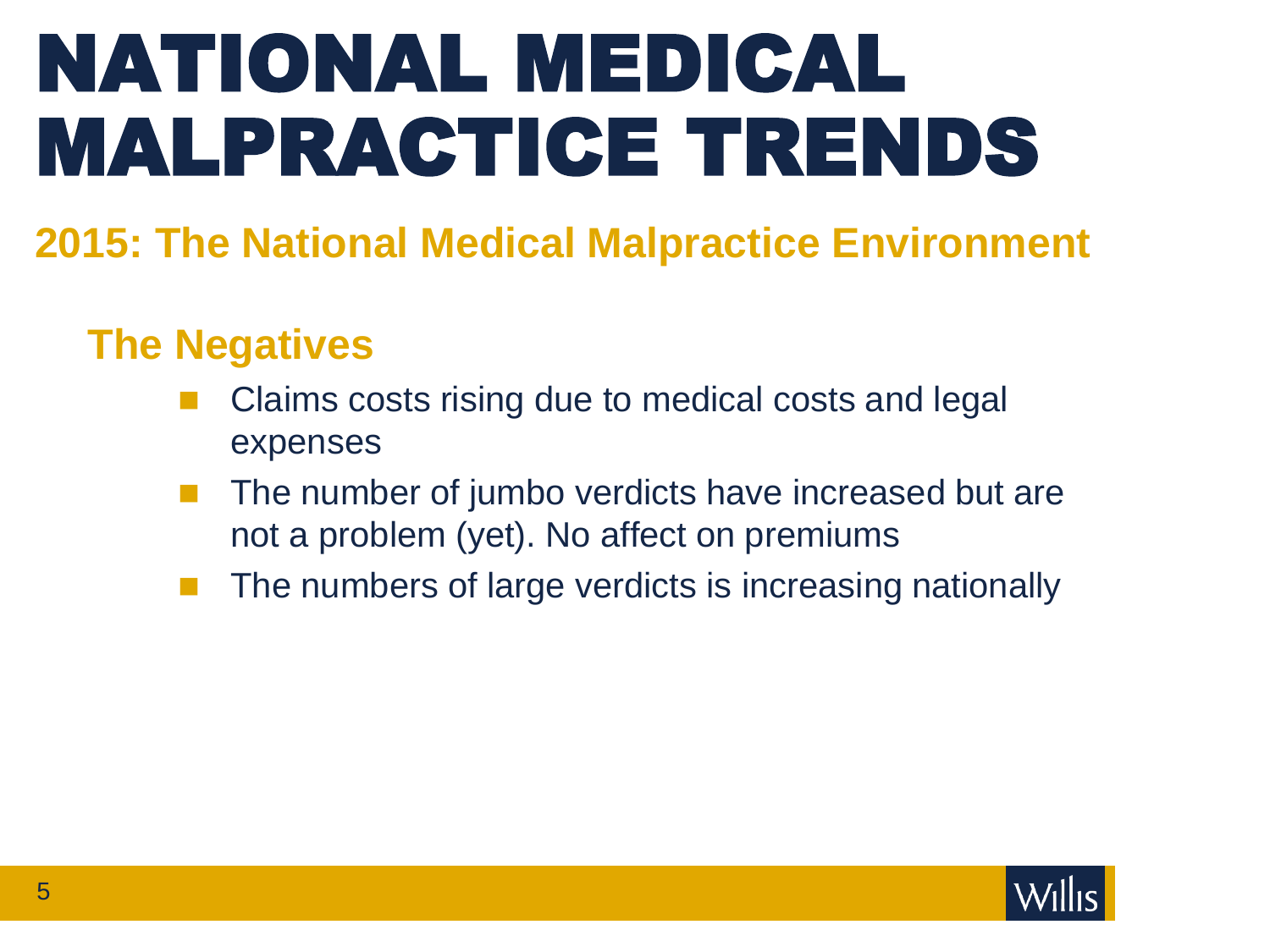# NATIONAL MEDICAL MALPRACTICE TRENDS

## 2015: The National Medical Malpractice Environment

### The Negatives

- Claims costs rising due to medical costs and legal expenses
- The number of jumbo verdicts have increased but are not a problem (yet). No affect on premiums
- The numbers of large verdicts is increasing nationally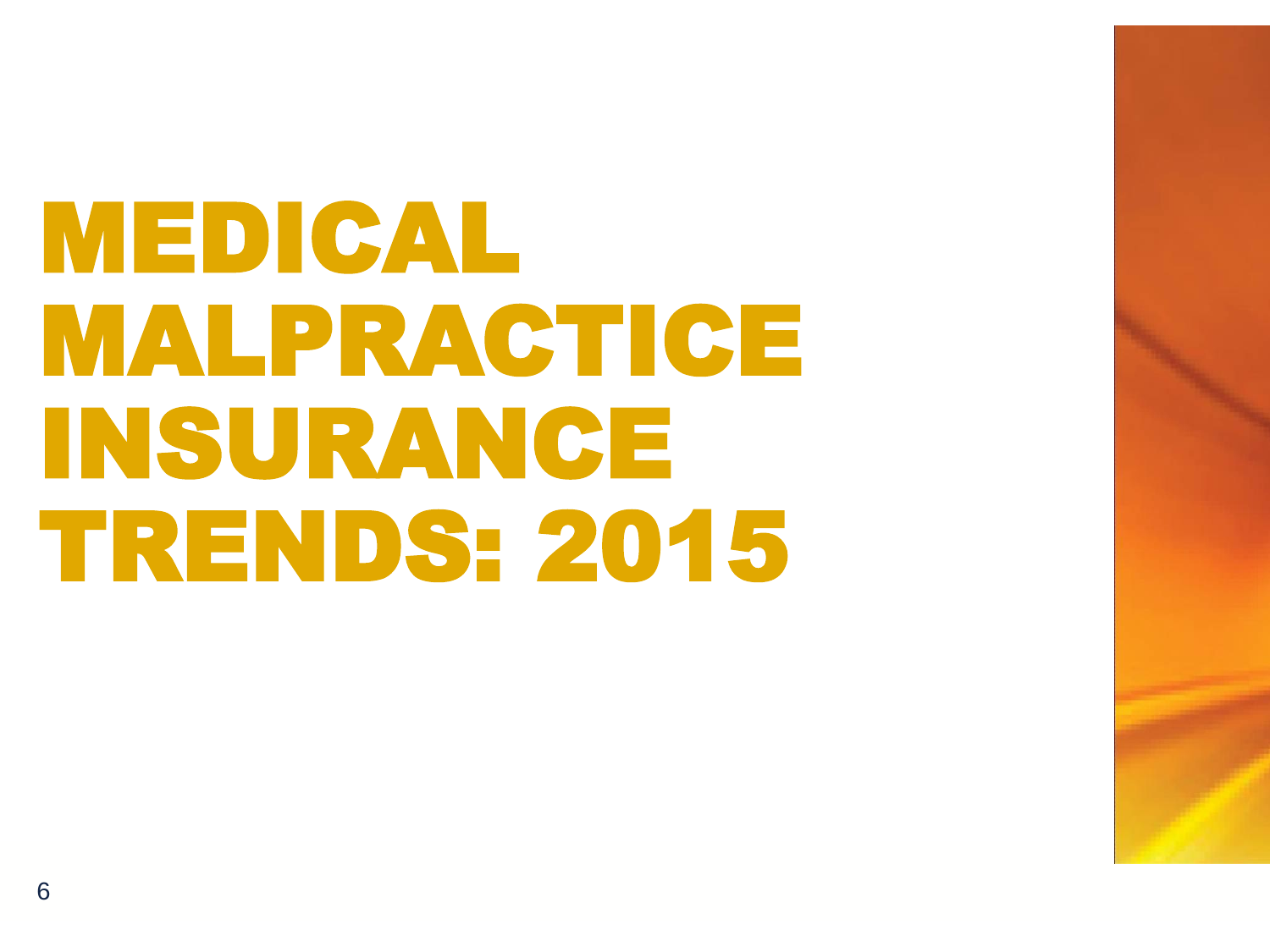# MEDICAL MALPRACTICE INSURANCE TRENDS: 2015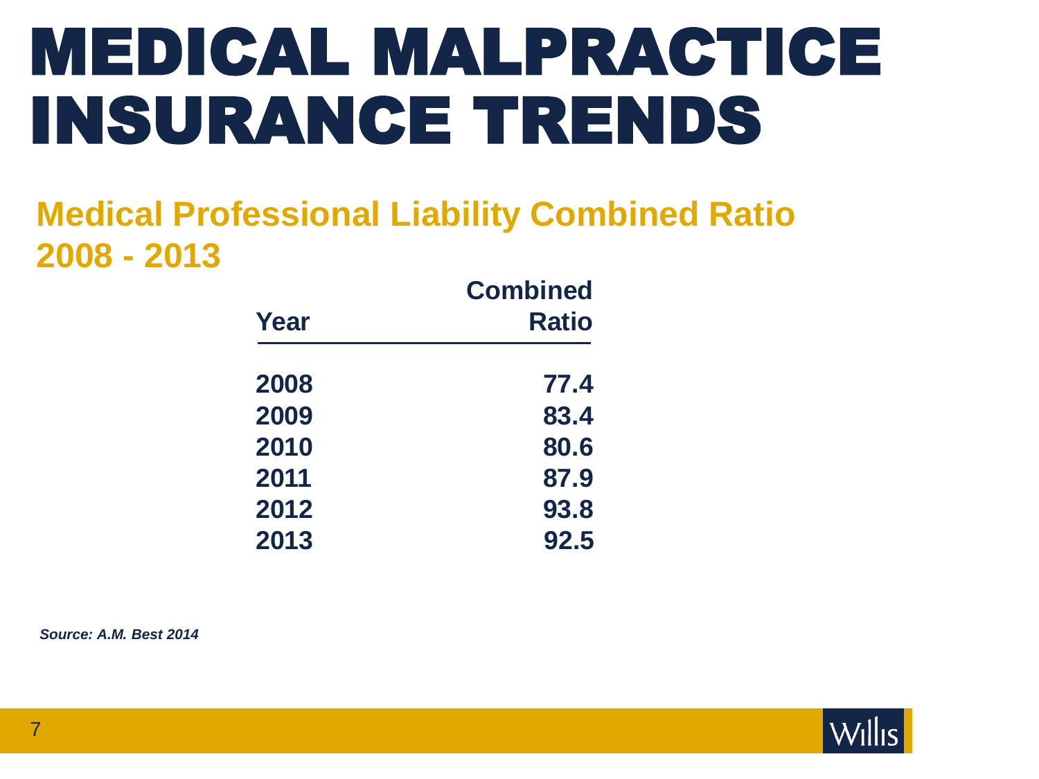# MEDICAL MALPRACTICE INSURANCE TRENDS

## Medical Professional Liability Combined Ratio 2008 - 2013

| Year | Combined Ratio |
| --- | --- |
| 2008 | 77.4 |
| 2009 | 83.4 |
| 2010 | 80.6 |
| 2011 | 87.9 |
| 2012 | 93.8 |
| 2013 | 92.5 |

***Source: A.M. Best 2014***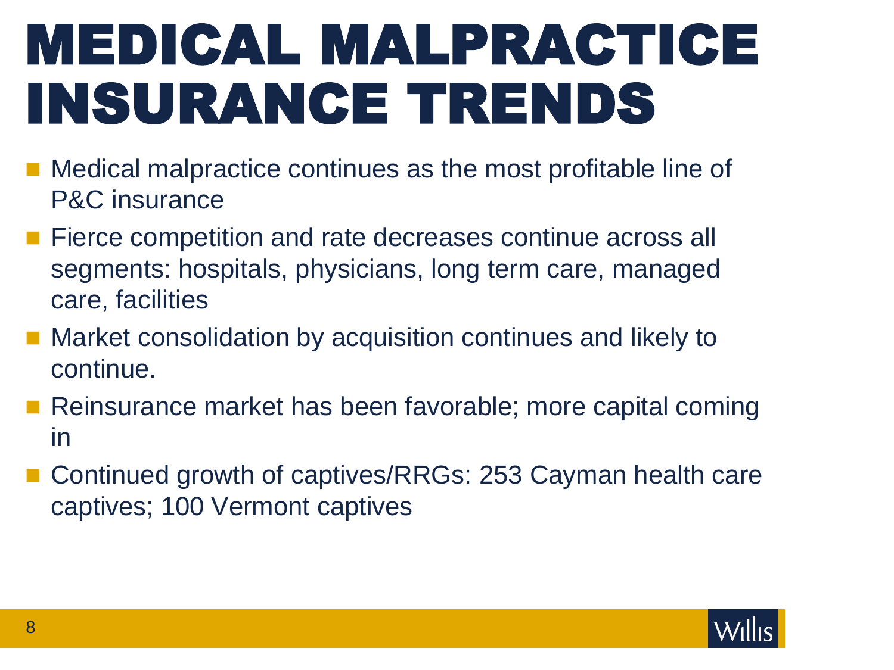# MEDICAL MALPRACTICE INSURANCE TRENDS

- Medical malpractice continues as the most profitable line of P&C insurance
- Fierce competition and rate decreases continue across all segments: hospitals, physicians, long term care, managed care, facilities
- Market consolidation by acquisition continues and likely to continue.
- Reinsurance market has been favorable; more capital coming in
- Continued growth of captives/RRGs: 253 Cayman health care captives; 100 Vermont captives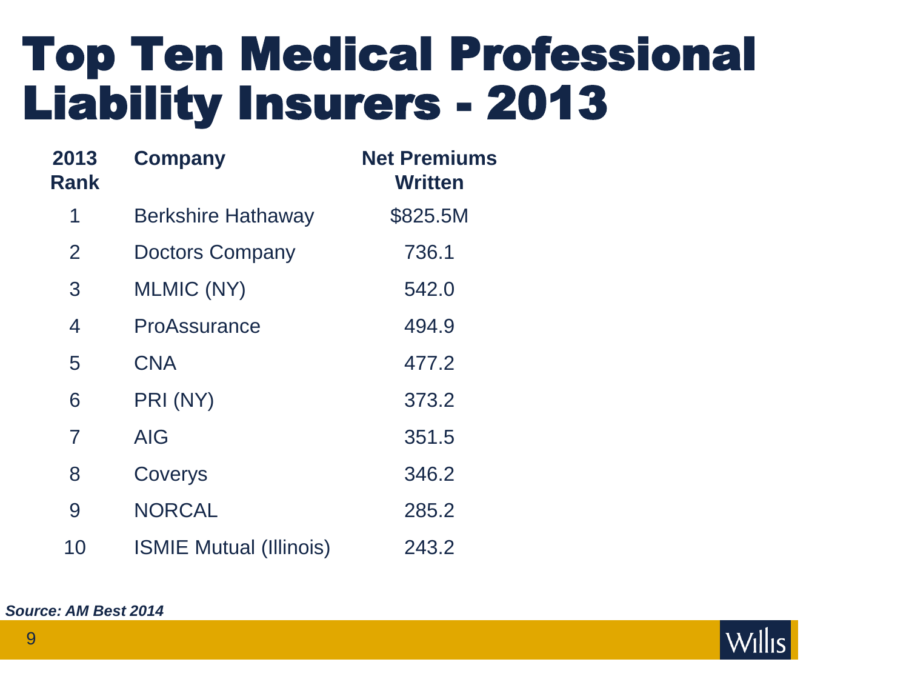# Top Ten Medical Professional Liability Insurers - 2013

| 2013 Rank | Company | Net Premiums Written |
|---|---|---|
| 1 | Berkshire Hathaway | $825.5M |
| 2 | Doctors Company | 736.1 |
| 3 | MLMIC (NY) | 542.0 |
| 4 | ProAssurance | 494.9 |
| 5 | CNA | 477.2 |
| 6 | PRI (NY) | 373.2 |
| 7 | AIG | 351.5 |
| 8 | Coverys | 346.2 |
| 9 | NORCAL | 285.2 |
| 10 | ISMIE Mutual (Illinois) | 243.2 |

***Source: AM Best 2014***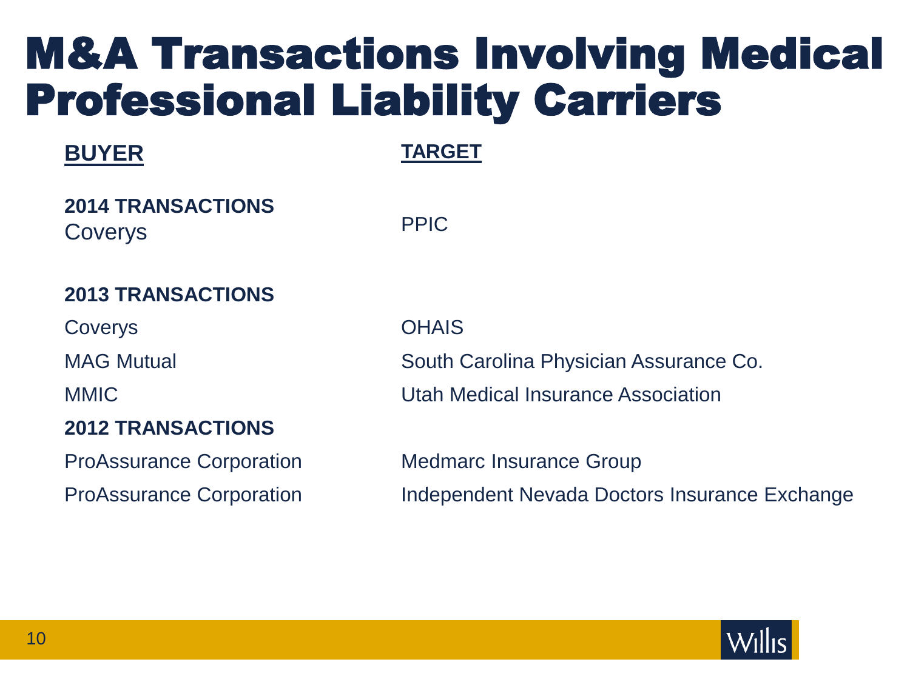# M&A Transactions Involving Medical Professional Liability Carriers

| BUYER | TARGET |
| --- | --- |
| **2014 TRANSACTIONS** | |
| Coverys | PPIC |
| **2013 TRANSACTIONS** | |
| Coverys | OHAIS |
| MAG Mutual | South Carolina Physician Assurance Co. |
| MMIC | Utah Medical Insurance Association |
| **2012 TRANSACTIONS** | |
| ProAssurance Corporation | Medmarc Insurance Group |
| ProAssurance Corporation | Independent Nevada Doctors Insurance Exchange |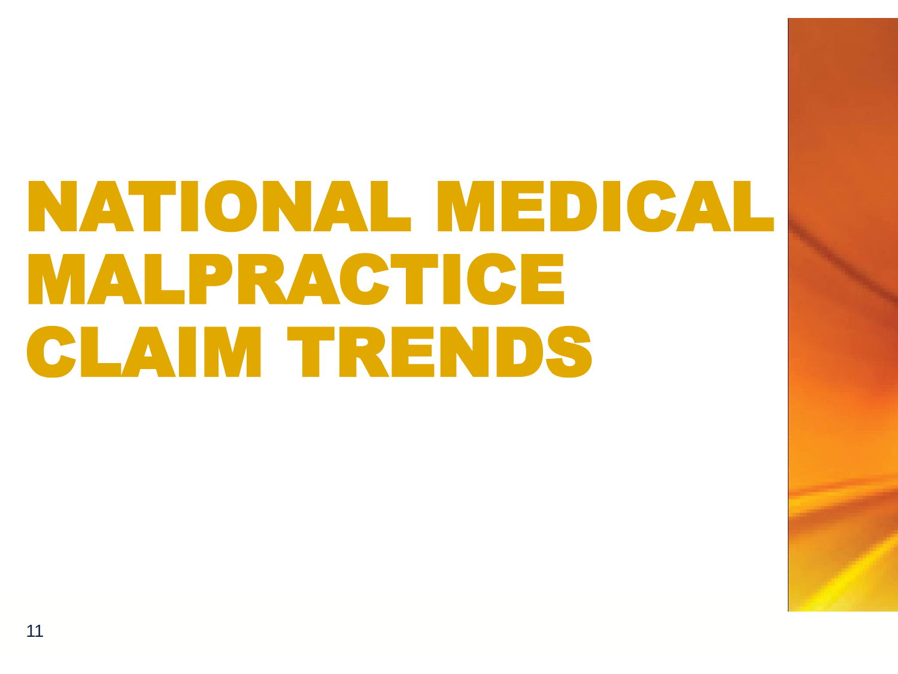# NATIONAL MEDICAL MALPRACTICE CLAIM TRENDS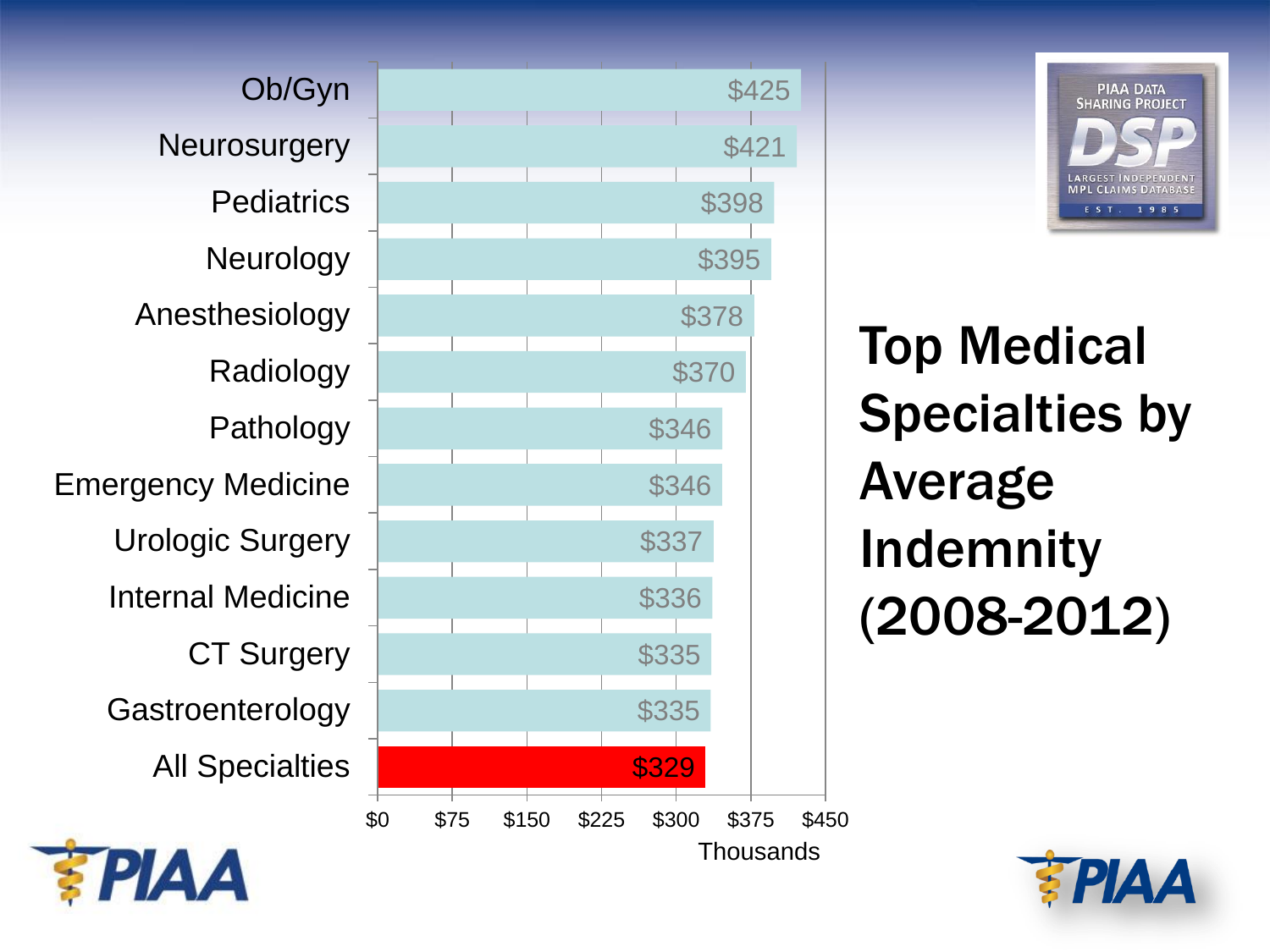# Top Medical Specialties by Average Indemnity (2008-2012)

| Specialty | Average Indemnity (Thousands) |
|---|---|
| Ob/Gyn | $425 |
| Neurosurgery | $421 |
| Pediatrics | $398 |
| Neurology | $395 |
| Anesthesiology | $378 |
| Radiology | $370 |
| Pathology | $346 |
| Emergency Medicine | $346 |
| Urologic Surgery | $337 |
| Internal Medicine | $336 |
| CT Surgery | $335 |
| Gastroenterology | $335 |
| All Specialties | $329 |

PIAA DATA SHARING PROJECT
DSP
LARGEST INDEPENDENT MPL CLAIMS DATABASE
EST. 1985

PIAA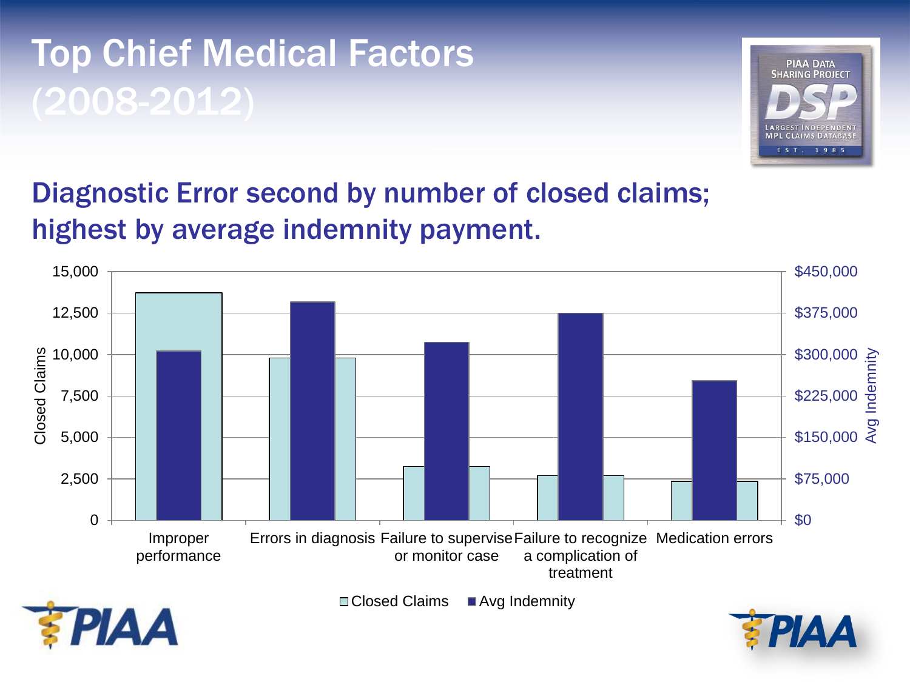# Top Chief Medical Factors (2008-2012)

PIAA DATA SHARING PROJECT
DSP
LARGEST INDEPENDENT MPL CLAIMS DATABASE
EST. 1985

## Diagnostic Error second by number of closed claims; highest by average indemnity payment.

Closed Claims: 0, 2,500, 5,000, 7,500, 10,000, 12,500, 15,000

Avg Indemnity: $0, $75,000, $150,000, $225,000, $300,000, $375,000, $450,000

Improper performance | Errors in diagnosis | Failure to supervise or monitor case | Failure to recognize a complication of treatment | Medication errors

□ Closed Claims ■ Avg Indemnity

PIAA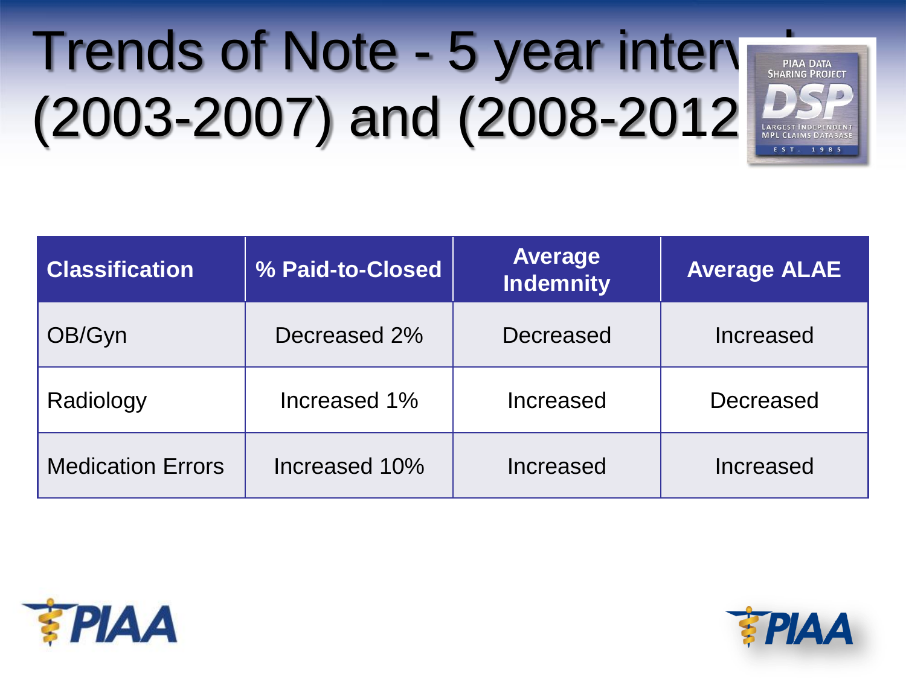# Trends of Note - 5 year intervals (2003-2007) and (2008-2012)

| Classification | % Paid-to-Closed | Average Indemnity | Average ALAE |
|---|---|---|---|
| OB/Gyn | Decreased 2% | Decreased | Increased |
| Radiology | Increased 1% | Increased | Decreased |
| Medication Errors | Increased 10% | Increased | Increased |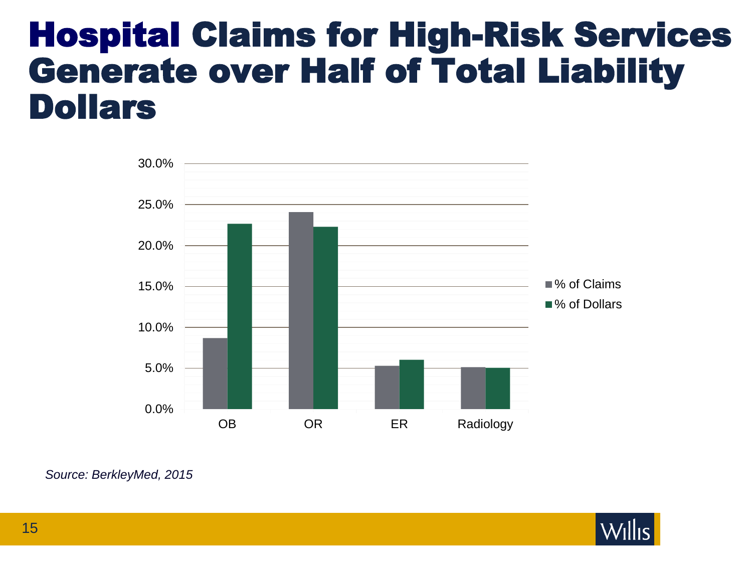# Hospital Claims for High-Risk Services Generate over Half of Total Liability Dollars

*Source: BerkleyMed, 2015*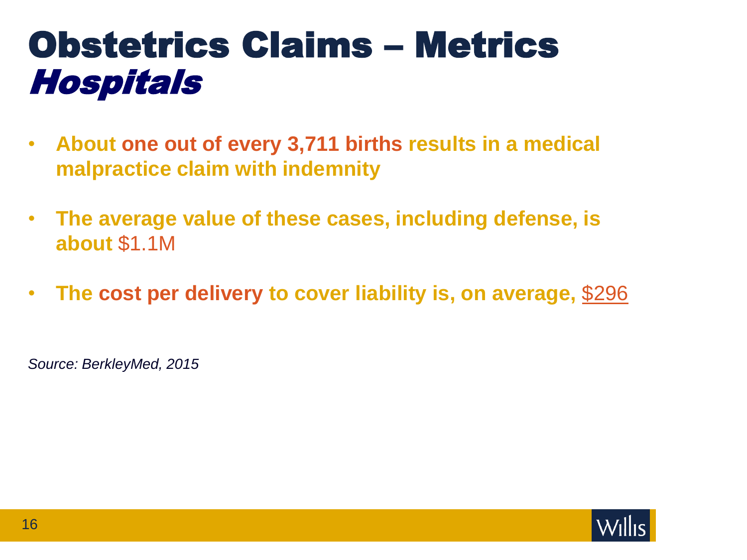# Obstetrics Claims – Metrics
## *Hospitals*

- **About one out of every 3,711 births results in a medical malpractice claim with indemnity**
- **The average value of these cases, including defense, is about** $1.1M
- **The cost per delivery to cover liability is, on average,** $296

*Source: BerkleyMed, 2015*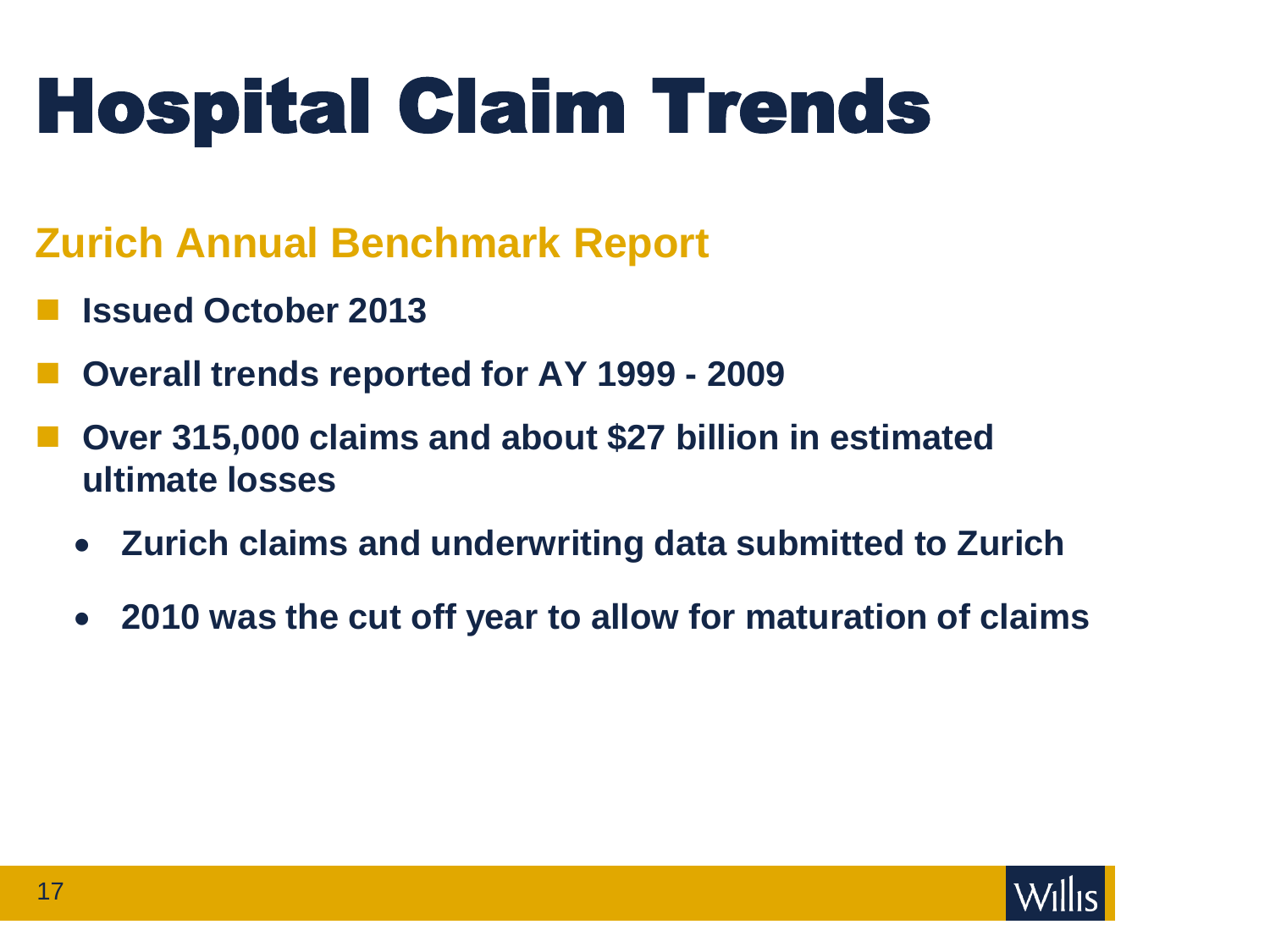# Hospital Claim Trends

## Zurich Annual Benchmark Report

- **Issued October 2013**
- **Overall trends reported for AY 1999 - 2009**
- **Over 315,000 claims and about $27 billion in estimated ultimate losses**
  - **Zurich claims and underwriting data submitted to Zurich**
  - **2010 was the cut off year to allow for maturation of claims**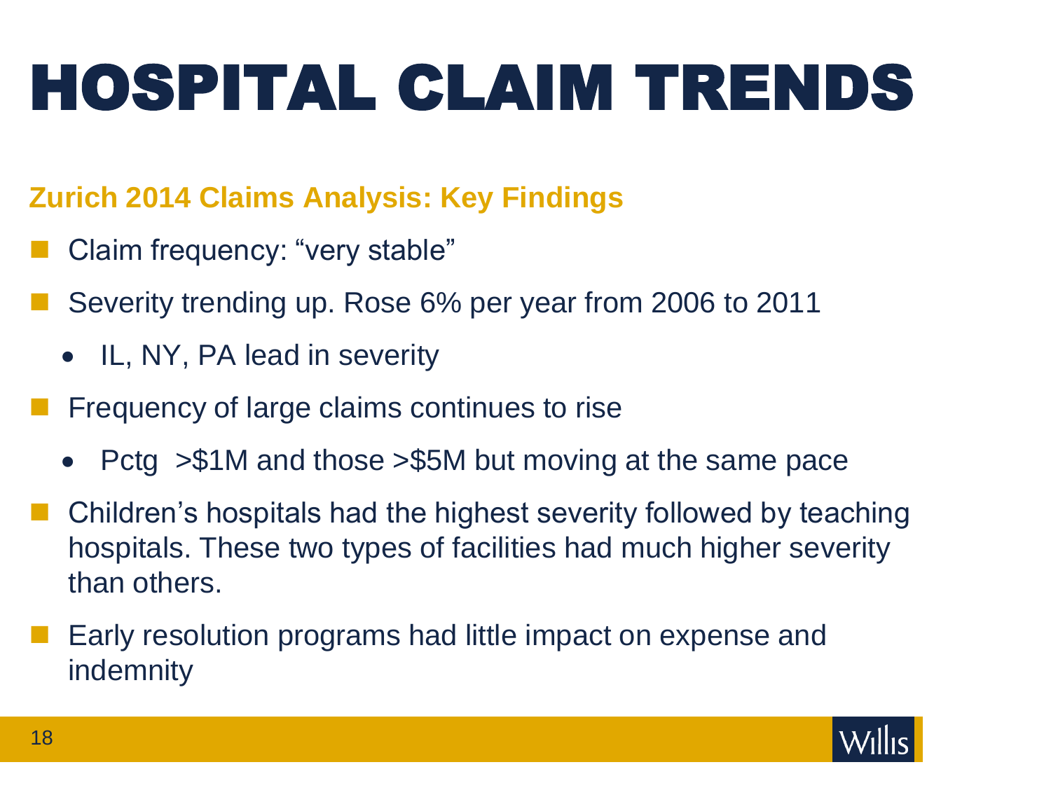# HOSPITAL CLAIM TRENDS

## Zurich 2014 Claims Analysis: Key Findings

- Claim frequency: "very stable"
- Severity trending up. Rose 6% per year from 2006 to 2011
  - IL, NY, PA lead in severity
- Frequency of large claims continues to rise
  - Pctg >$1M and those >$5M but moving at the same pace
- Children's hospitals had the highest severity followed by teaching hospitals. These two types of facilities had much higher severity than others.
- Early resolution programs had little impact on expense and indemnity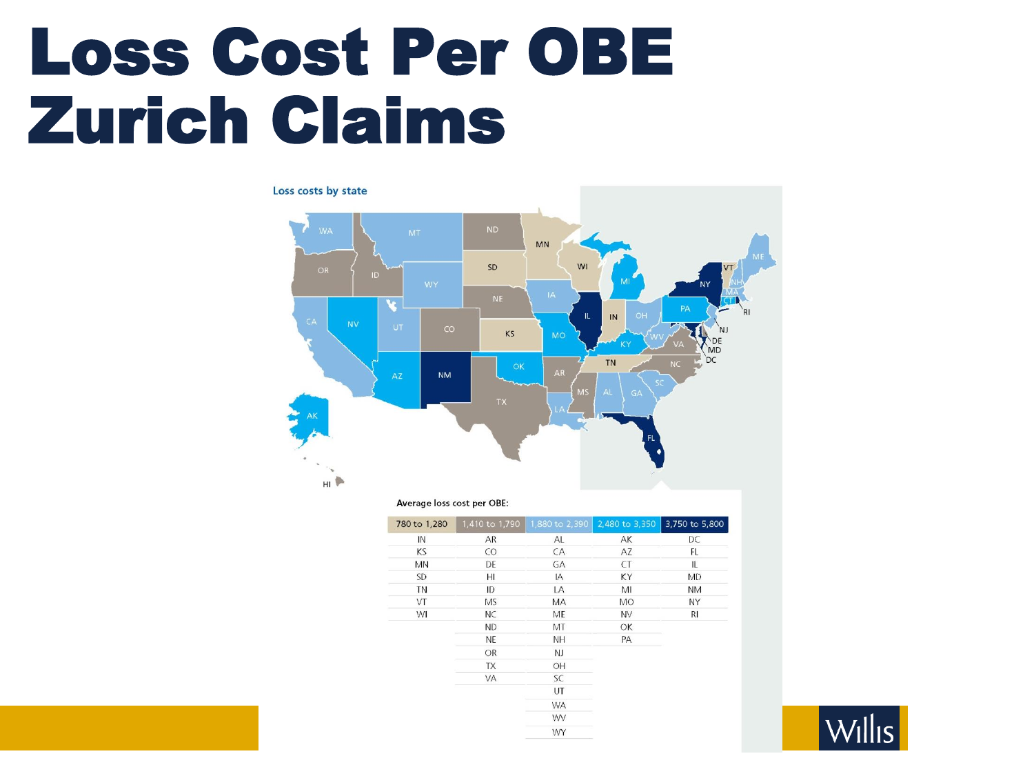# Loss Cost Per OBE Zurich Claims

Loss costs by state

Average loss cost per OBE:

| 780 to 1,280 | 1,410 to 1,790 | 1,880 to 2,390 | 2,480 to 3,350 | 3,750 to 5,800 |
|---|---|---|---|---|
| IN | AR | AL | AK | DC |
| KS | CO | CA | AZ | FL |
| MN | DE | GA | CT | IL |
| SD | HI | IA | KY | MD |
| TN | ID | LA | MI | NM |
| VT | MS | MA | MO | NY |
| WI | NC | ME | NV | RI |
| | ND | MT | OK | |
| | NE | NH | PA | |
| | OR | NJ | | |
| | TX | OH | | |
| | VA | SC | | |
| | | UT | | |
| | | WA | | |
| | | WV | | |
| | | WY | | |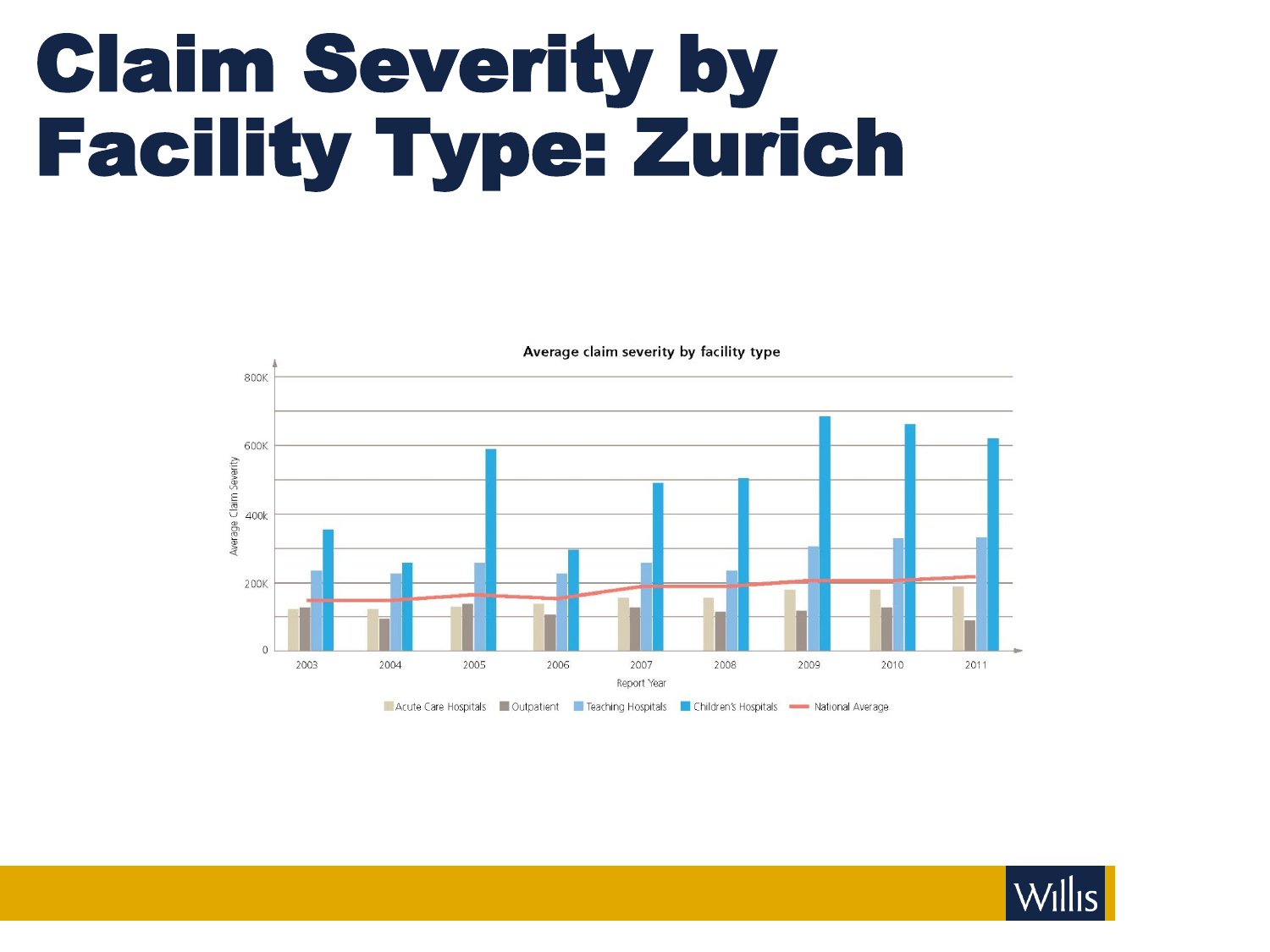# Claim Severity by Facility Type: Zurich

Average claim severity by facility type

Average Claim Severity

800K
600K
400k
200K
0

2003 2004 2005 2006 2007 2008 2009 2010 2011

Report Year

Acute Care Hospitals | Outpatient | Teaching Hospitals | Children's Hospitals | National Average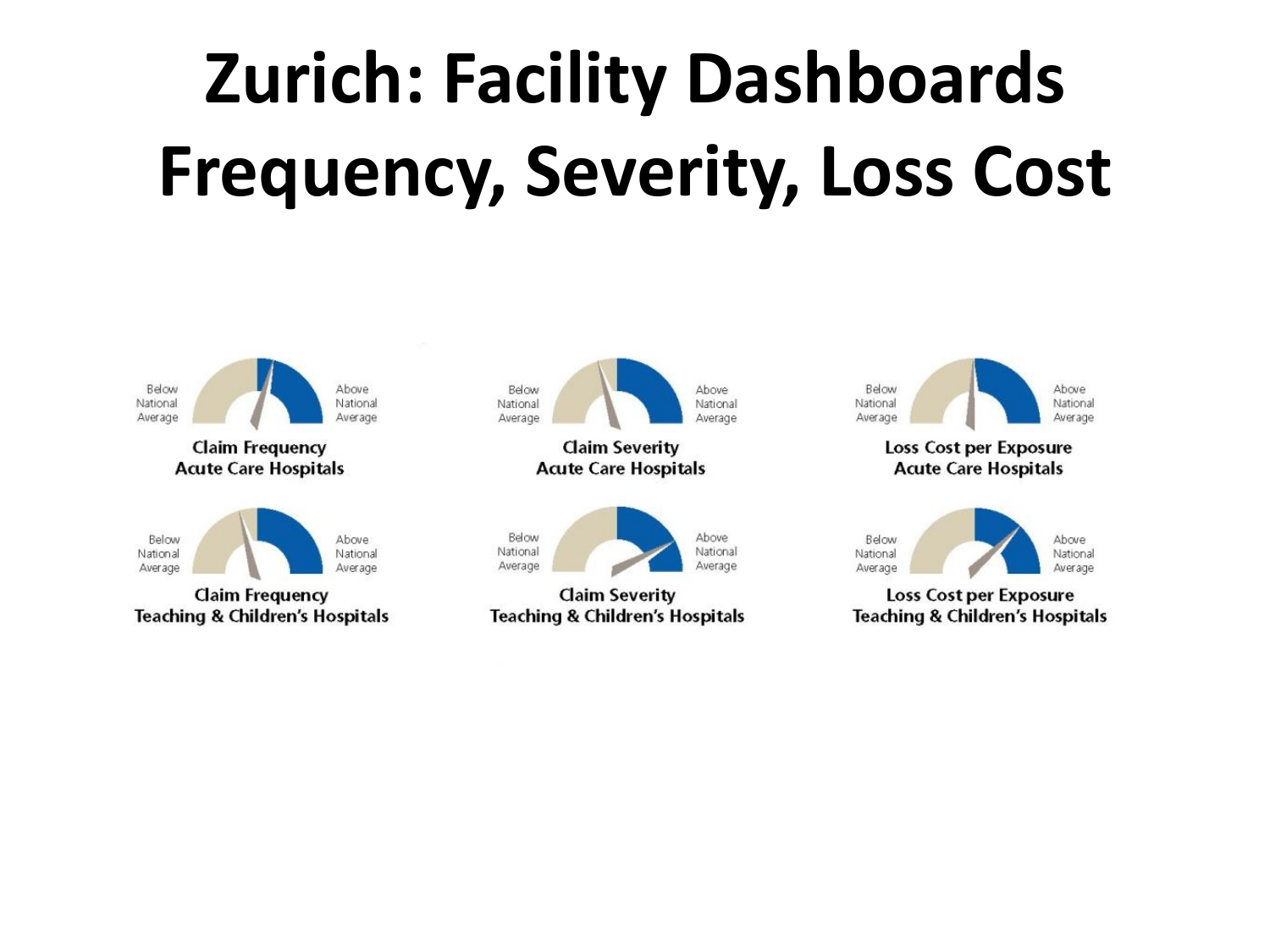# Zurich: Facility Dashboards Frequency, Severity, Loss Cost

Below National Average | Above National Average

**Claim Frequency**
**Acute Care Hospitals**

Below National Average | Above National Average

**Claim Severity**
**Acute Care Hospitals**

Below National Average | Above National Average

**Loss Cost per Exposure**
**Acute Care Hospitals**

Below National Average | Above National Average

**Claim Frequency**
**Teaching & Children's Hospitals**

Below National Average | Above National Average

**Claim Severity**
**Teaching & Children's Hospitals**

Below National Average | Above National Average

**Loss Cost per Exposure**
**Teaching & Children's Hospitals**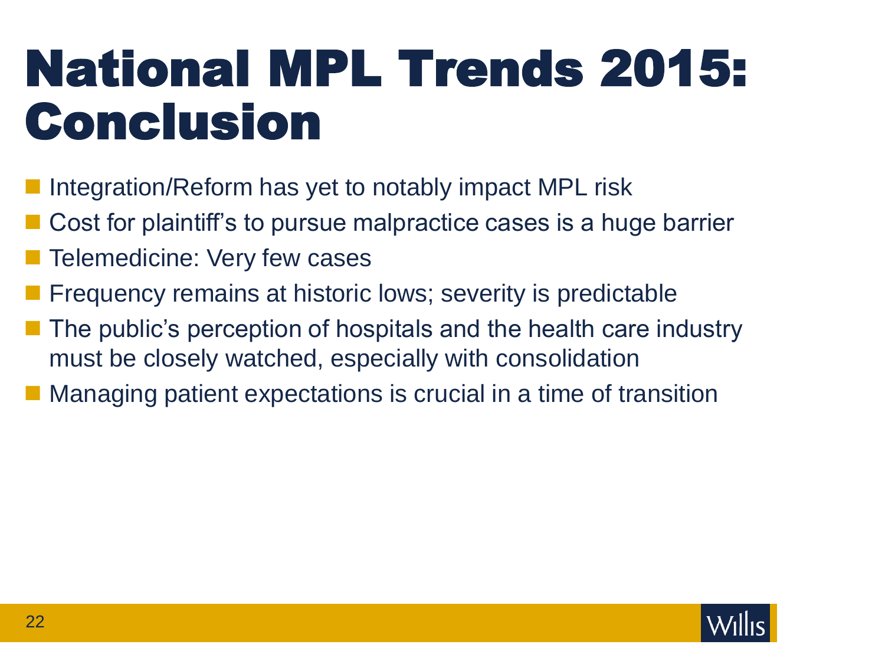# National MPL Trends 2015: Conclusion

- Integration/Reform has yet to notably impact MPL risk
- Cost for plaintiff's to pursue malpractice cases is a huge barrier
- Telemedicine: Very few cases
- Frequency remains at historic lows; severity is predictable
- The public's perception of hospitals and the health care industry must be closely watched, especially with consolidation
- Managing patient expectations is crucial in a time of transition